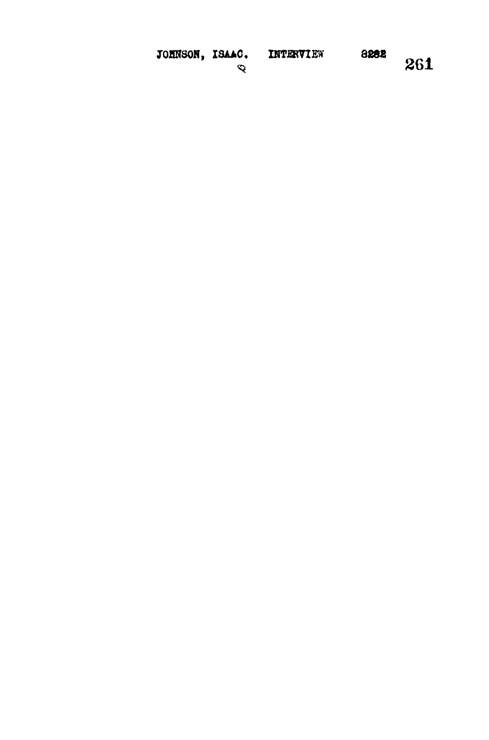JOHNSON, ISAAC. INTERVIEW 8282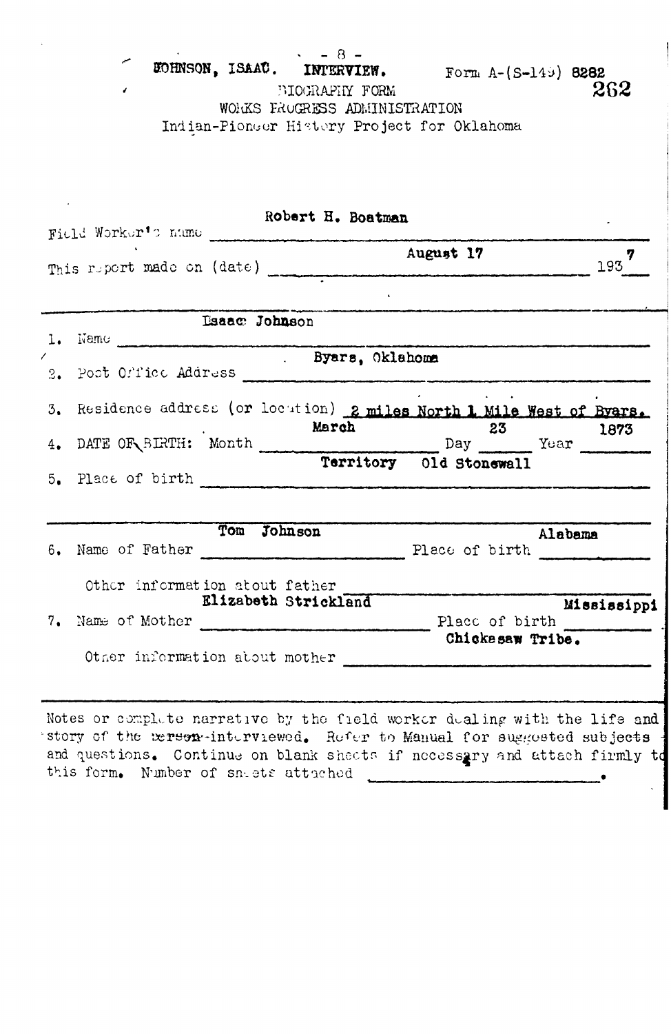JOHNSON, ISAAC. INTERVIEW. Form A-(S-149) 8282

262

BIOGRAPHY FORM
WORKS PROGRESS ADMINISTRATION
Indian-Pioneer History Project for Oklahoma

Field Worker's name: Robert H. Boatman

This report made on (date): August 17 1937

1. Name: Isaac Johnson
2. Post Office Address: Byars, Oklahoma
3. Residence address (or location): 2 miles North 1 Mile West of Byars.
4. DATE OF BIRTH: Month March Day 23 Year 1873
5. Place of birth: Territory Old Stonewall

6. Name of Father: Tom Johnson Place of birth: Alabama

   Other information about father

7. Name of Mother: Elizabeth Strickland Place of birth: Mississippi

   Other information about mother: Chickasaw Tribe.

Notes or complete narrative by the field worker dealing with the life and story of the person interviewed. Refer to Manual for suggested subjects and questions. Continue on blank sheets if necessary and attach firmly to this form. Number of sheets attached ________.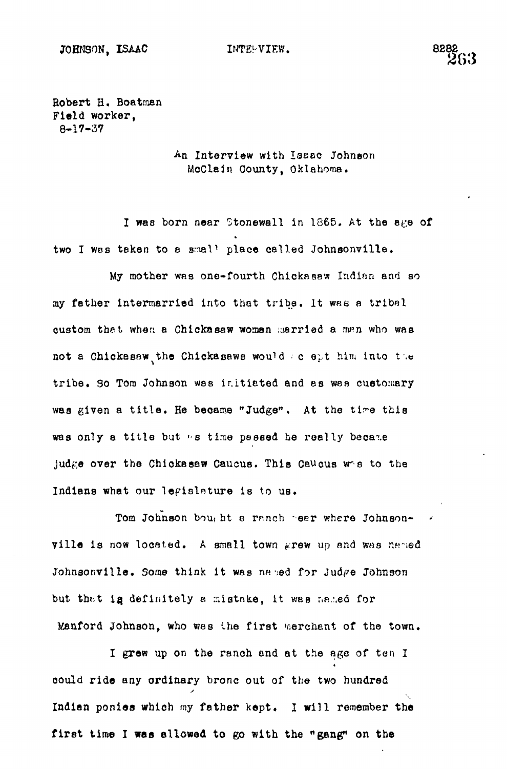Robert H. Boatman
Field worker,
8-17-37

An Interview with Isaac Johnson
McClain County, Oklahoma.

I was born near Stonewall in 1865. At the age of two I was taken to a small place called Johnsonville.

My mother was one-fourth Chickasaw Indian and so my father intermarried into that tribe. It was a tribal custom that when a Chickasaw woman married a man who was not a Chickasaw the Chickasaws would accept him into the tribe. So Tom Johnson was initiated and as was customary was given a title. He became "Judge". At the time this was only a title but as time passed he really became judge over the Chickasaw Caucus. This Caucus was to the Indians what our legislature is to us.

Tom Johnson bought a ranch near where Johnsonville is now located. A small town grew up and was named Johnsonville. Some think it was named for Judge Johnson but that is definitely a mistake, it was named for Manford Johnson, who was the first merchant of the town.

I grew up on the ranch and at the age of ten I could ride any ordinary bronc out of the two hundred Indian ponies which my father kept. I will remember the first time I was allowed to go with the "gang" on the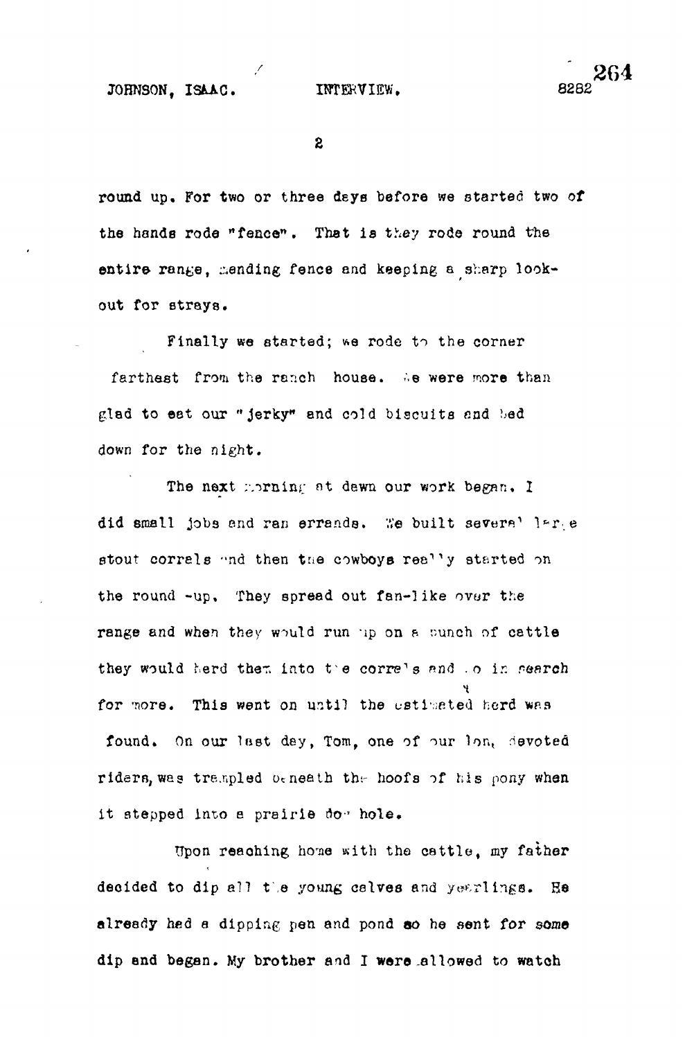round up. For two or three days before we started two of the hands rode "fence". That is they rode round the entire range, mending fence and keeping a sharp lookout for strays.

Finally we started; we rode to the corner farthest from the ranch house. We were more than glad to eat our "jerky" and cold biscuits and bed down for the night.

The next morning at dawn our work began. I did small jobs and ran errands. We built several large stout corrals and then the cowboys really started on the round -up. They spread out fan-like over the range and when they would run up on a bunch of cattle they would herd them into the corrals and go in search for more. This went on until the estimated herd was found. On our last day, Tom, one of our long devoted riders, was trampled beneath the hoofs of his pony when it stepped into a prairie dog hole.

Upon reaching home with the cattle, my father decided to dip all the young calves and yearlings. He already had a dipping pen and pond so he sent for some dip and began. My brother and I were allowed to watch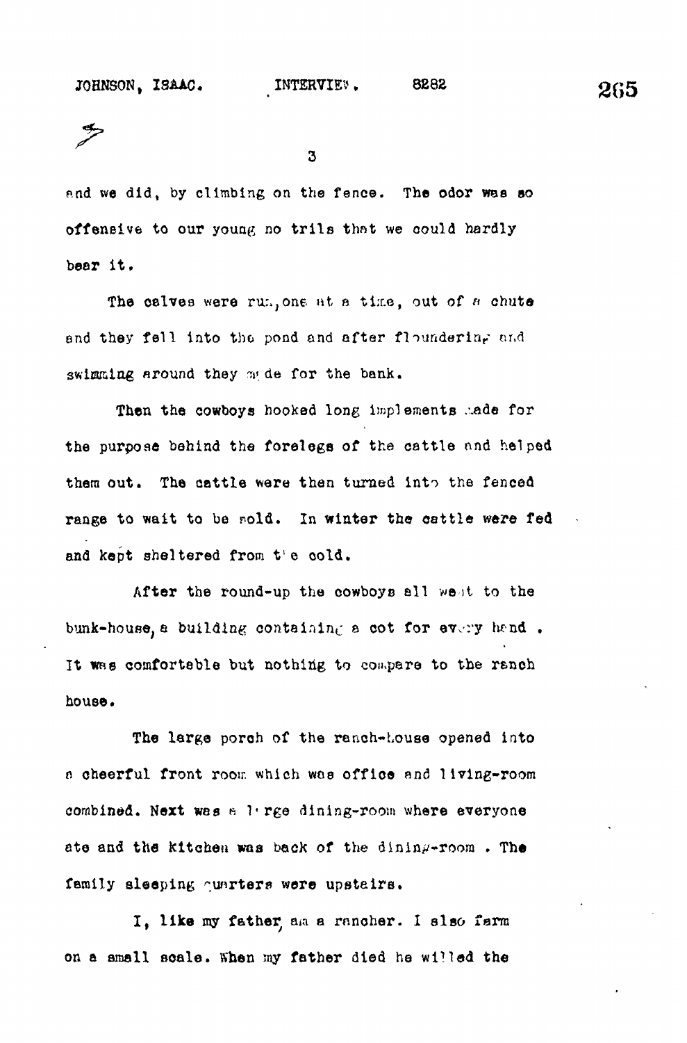and we did, by climbing on the fence. The odor was so offensive to our young no trils that we could hardly bear it.

The calves were run, one at a time, out of a chute and they fell into the pond and after floundering and swimming around they made for the bank.

Then the cowboys hooked long implements made for the purpose behind the forelegs of the cattle and helped them out. The cattle were then turned into the fenced range to wait to be sold. In winter the cattle were fed and kept sheltered from the cold.

After the round-up the cowboys all went to the bunk-house, a building containing a cot for every hand. It was comfortable but nothing to compare to the ranch house.

The large porch of the ranch-house opened into a cheerful front room which was office and living-room combined. Next was a large dining-room where everyone ate and the kitchen was back of the dining-room. The family sleeping quarters were upstairs.

I, like my father, am a rancher. I also farm on a small scale. When my father died he willed the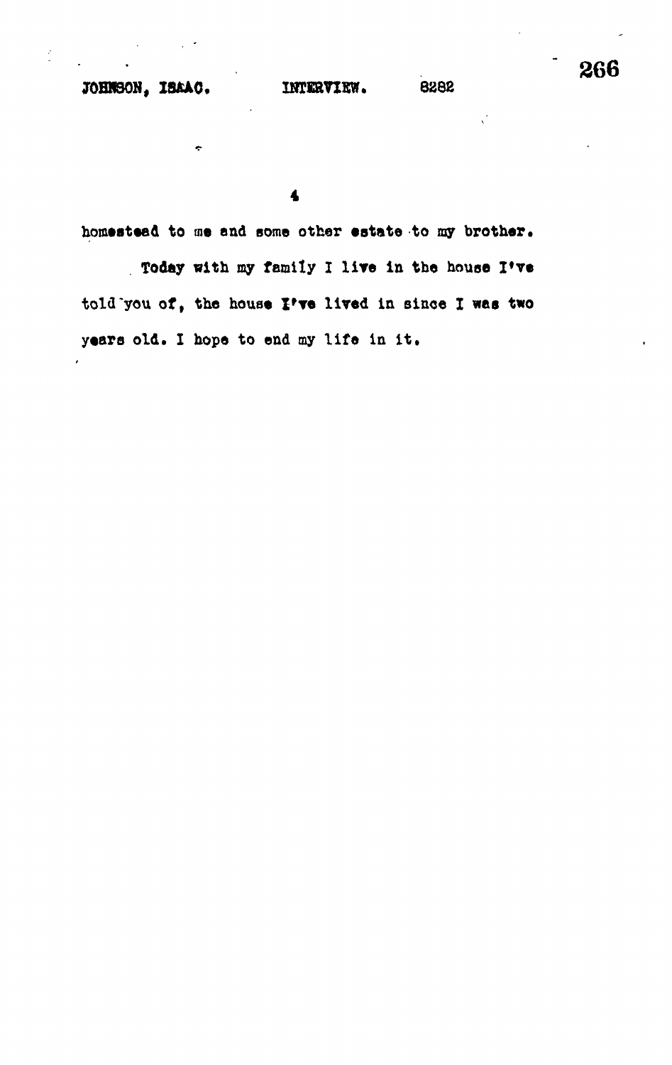homestead to me and some other estate to my brother.

Today with my family I live in the house I've told you of, the house I've lived in since I was two years old. I hope to end my life in it.